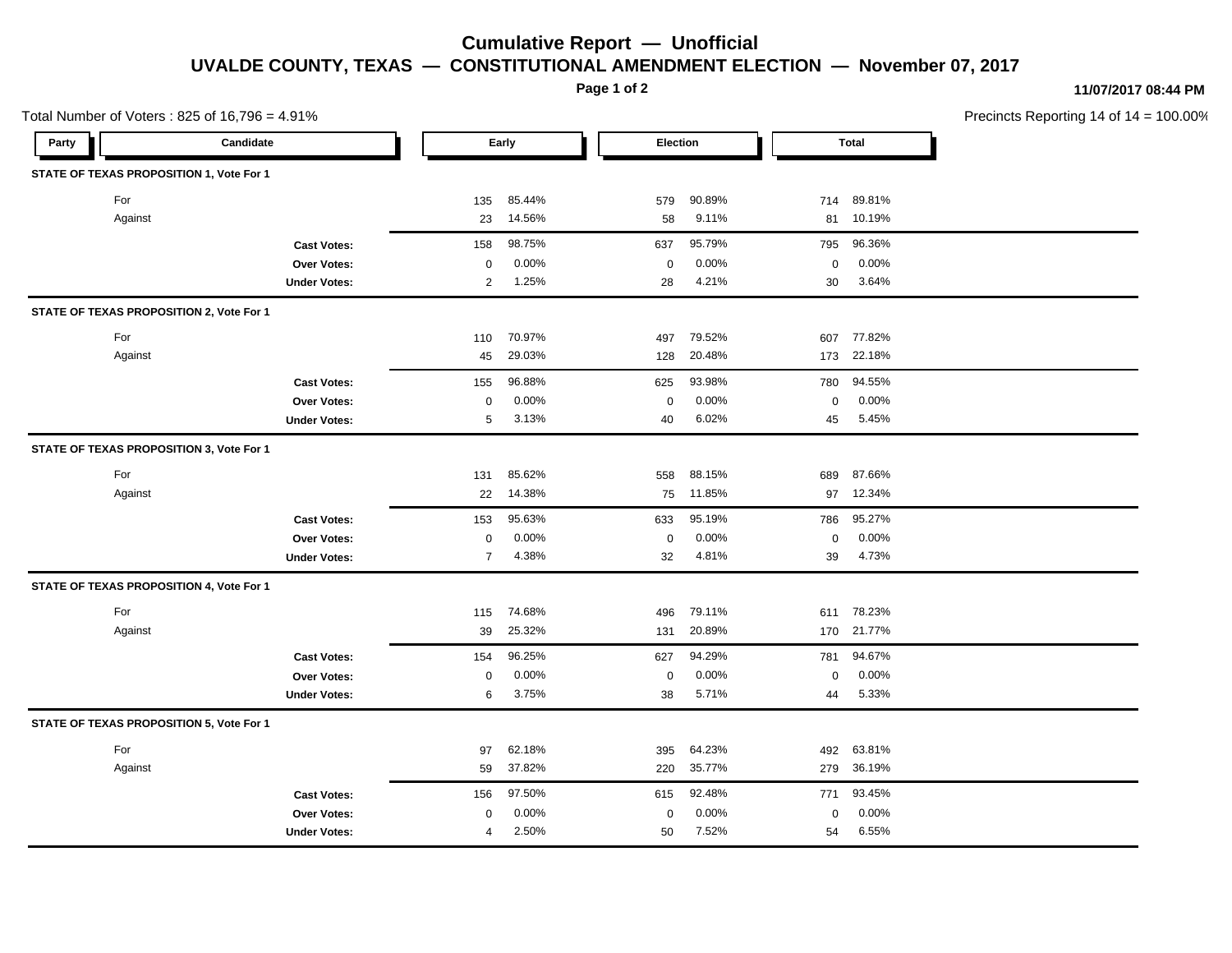# Cumulative Report — Unofficial

## UVALDE COUNTY, TEXAS — CONSTITUTIONAL AMENDMENT ELECTION — November 07, 2017

**11/07/2017 08:44 PM**

Total Number of Voters : 825 of 16,796 = 4.91%

Precincts Reporting 14 of 14 = 100.00%

| Party | Candidate | Early | | Election | | Total | |
|---|---|---|---|---|---|---|---|
| **STATE OF TEXAS PROPOSITION 1, Vote For 1** | | | | | | | |
| | For | 135 | 85.44% | 579 | 90.89% | 714 | 89.81% |
| | Against | 23 | 14.56% | 58 | 9.11% | 81 | 10.19% |
| | **Cast Votes:** | 158 | 98.75% | 637 | 95.79% | 795 | 96.36% |
| | **Over Votes:** | 0 | 0.00% | 0 | 0.00% | 0 | 0.00% |
| | **Under Votes:** | 2 | 1.25% | 28 | 4.21% | 30 | 3.64% |
| **STATE OF TEXAS PROPOSITION 2, Vote For 1** | | | | | | | |
| | For | 110 | 70.97% | 497 | 79.52% | 607 | 77.82% |
| | Against | 45 | 29.03% | 128 | 20.48% | 173 | 22.18% |
| | **Cast Votes:** | 155 | 96.88% | 625 | 93.98% | 780 | 94.55% |
| | **Over Votes:** | 0 | 0.00% | 0 | 0.00% | 0 | 0.00% |
| | **Under Votes:** | 5 | 3.13% | 40 | 6.02% | 45 | 5.45% |
| **STATE OF TEXAS PROPOSITION 3, Vote For 1** | | | | | | | |
| | For | 131 | 85.62% | 558 | 88.15% | 689 | 87.66% |
| | Against | 22 | 14.38% | 75 | 11.85% | 97 | 12.34% |
| | **Cast Votes:** | 153 | 95.63% | 633 | 95.19% | 786 | 95.27% |
| | **Over Votes:** | 0 | 0.00% | 0 | 0.00% | 0 | 0.00% |
| | **Under Votes:** | 7 | 4.38% | 32 | 4.81% | 39 | 4.73% |
| **STATE OF TEXAS PROPOSITION 4, Vote For 1** | | | | | | | |
| | For | 115 | 74.68% | 496 | 79.11% | 611 | 78.23% |
| | Against | 39 | 25.32% | 131 | 20.89% | 170 | 21.77% |
| | **Cast Votes:** | 154 | 96.25% | 627 | 94.29% | 781 | 94.67% |
| | **Over Votes:** | 0 | 0.00% | 0 | 0.00% | 0 | 0.00% |
| | **Under Votes:** | 6 | 3.75% | 38 | 5.71% | 44 | 5.33% |
| **STATE OF TEXAS PROPOSITION 5, Vote For 1** | | | | | | | |
| | For | 97 | 62.18% | 395 | 64.23% | 492 | 63.81% |
| | Against | 59 | 37.82% | 220 | 35.77% | 279 | 36.19% |
| | **Cast Votes:** | 156 | 97.50% | 615 | 92.48% | 771 | 93.45% |
| | **Over Votes:** | 0 | 0.00% | 0 | 0.00% | 0 | 0.00% |
| | **Under Votes:** | 4 | 2.50% | 50 | 7.52% | 54 | 6.55% |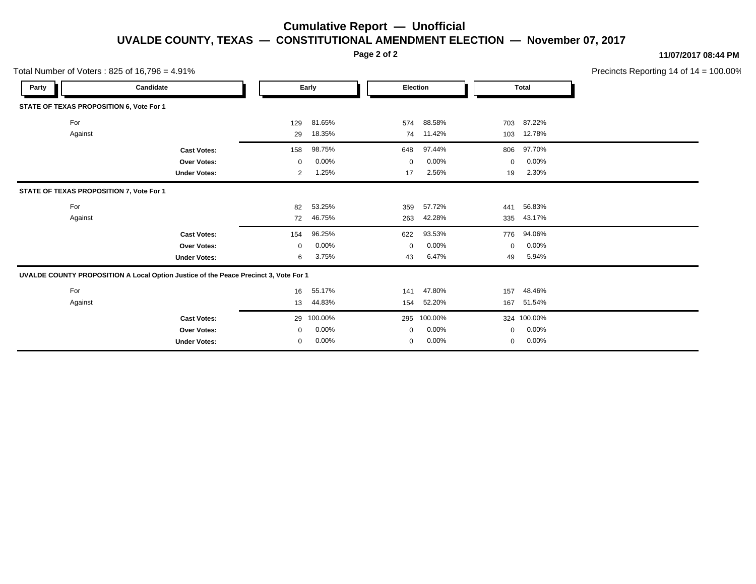# Cumulative Report — Unofficial

## UVALDE COUNTY, TEXAS — CONSTITUTIONAL AMENDMENT ELECTION — November 07, 2017

11/07/2017 08:44 PM

Total Number of Voters : 825 of 16,796 = 4.91%

Precincts Reporting 14 of 14 = 100.00%

| Party | Candidate | Early | | Election | | Total | |
|---|---|---|---|---|---|---|---|
| **STATE OF TEXAS PROPOSITION 6, Vote For 1** | | | | | | | |
| | For | 129 | 81.65% | 574 | 88.58% | 703 | 87.22% |
| | Against | 29 | 18.35% | 74 | 11.42% | 103 | 12.78% |
| | **Cast Votes:** | 158 | 98.75% | 648 | 97.44% | 806 | 97.70% |
| | **Over Votes:** | 0 | 0.00% | 0 | 0.00% | 0 | 0.00% |
| | **Under Votes:** | 2 | 1.25% | 17 | 2.56% | 19 | 2.30% |
| **STATE OF TEXAS PROPOSITION 7, Vote For 1** | | | | | | | |
| | For | 82 | 53.25% | 359 | 57.72% | 441 | 56.83% |
| | Against | 72 | 46.75% | 263 | 42.28% | 335 | 43.17% |
| | **Cast Votes:** | 154 | 96.25% | 622 | 93.53% | 776 | 94.06% |
| | **Over Votes:** | 0 | 0.00% | 0 | 0.00% | 0 | 0.00% |
| | **Under Votes:** | 6 | 3.75% | 43 | 6.47% | 49 | 5.94% |
| **UVALDE COUNTY PROPOSITION A Local Option Justice of the Peace Precinct 3, Vote For 1** | | | | | | | |
| | For | 16 | 55.17% | 141 | 47.80% | 157 | 48.46% |
| | Against | 13 | 44.83% | 154 | 52.20% | 167 | 51.54% |
| | **Cast Votes:** | 29 | 100.00% | 295 | 100.00% | 324 | 100.00% |
| | **Over Votes:** | 0 | 0.00% | 0 | 0.00% | 0 | 0.00% |
| | **Under Votes:** | 0 | 0.00% | 0 | 0.00% | 0 | 0.00% |